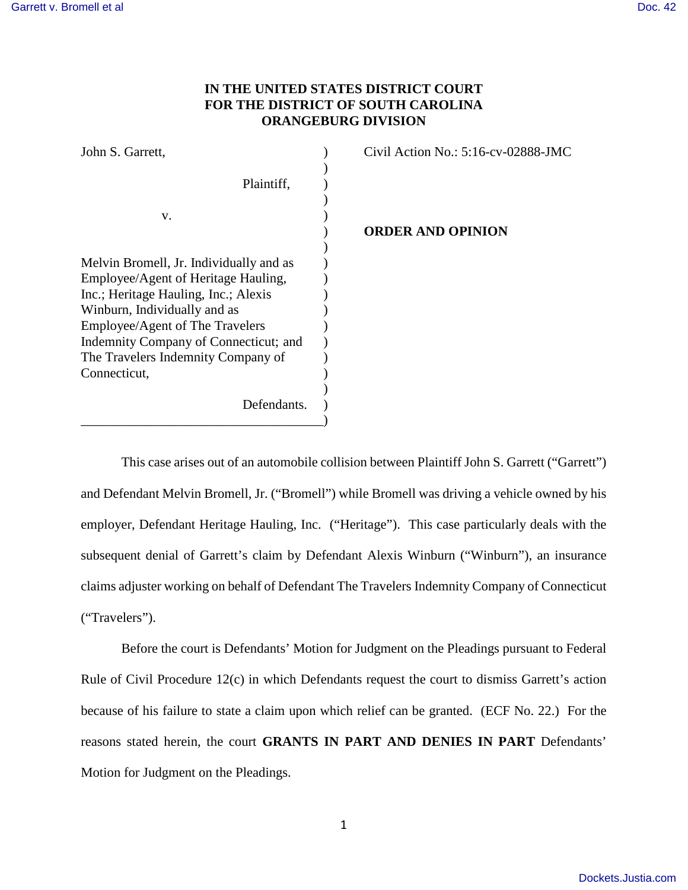**IN THE UNITED STATES DISTRICT COURT**
**FOR THE DISTRICT OF SOUTH CAROLINA**
**ORANGEBURG DIVISION**

John S. Garrett,

Plaintiff,

v.

Melvin Bromell, Jr. Individually and as Employee/Agent of Heritage Hauling, Inc.; Heritage Hauling, Inc.; Alexis Winburn, Individually and as Employee/Agent of The Travelers Indemnity Company of Connecticut; and The Travelers Indemnity Company of Connecticut,

Defendants.

Civil Action No.: 5:16-cv-02888-JMC

**ORDER AND OPINION**

This case arises out of an automobile collision between Plaintiff John S. Garrett ("Garrett") and Defendant Melvin Bromell, Jr. ("Bromell") while Bromell was driving a vehicle owned by his employer, Defendant Heritage Hauling, Inc. ("Heritage"). This case particularly deals with the subsequent denial of Garrett's claim by Defendant Alexis Winburn ("Winburn"), an insurance claims adjuster working on behalf of Defendant The Travelers Indemnity Company of Connecticut ("Travelers").

Before the court is Defendants' Motion for Judgment on the Pleadings pursuant to Federal Rule of Civil Procedure 12(c) in which Defendants request the court to dismiss Garrett's action because of his failure to state a claim upon which relief can be granted. (ECF No. 22.) For the reasons stated herein, the court **GRANTS IN PART AND DENIES IN PART** Defendants' Motion for Judgment on the Pleadings.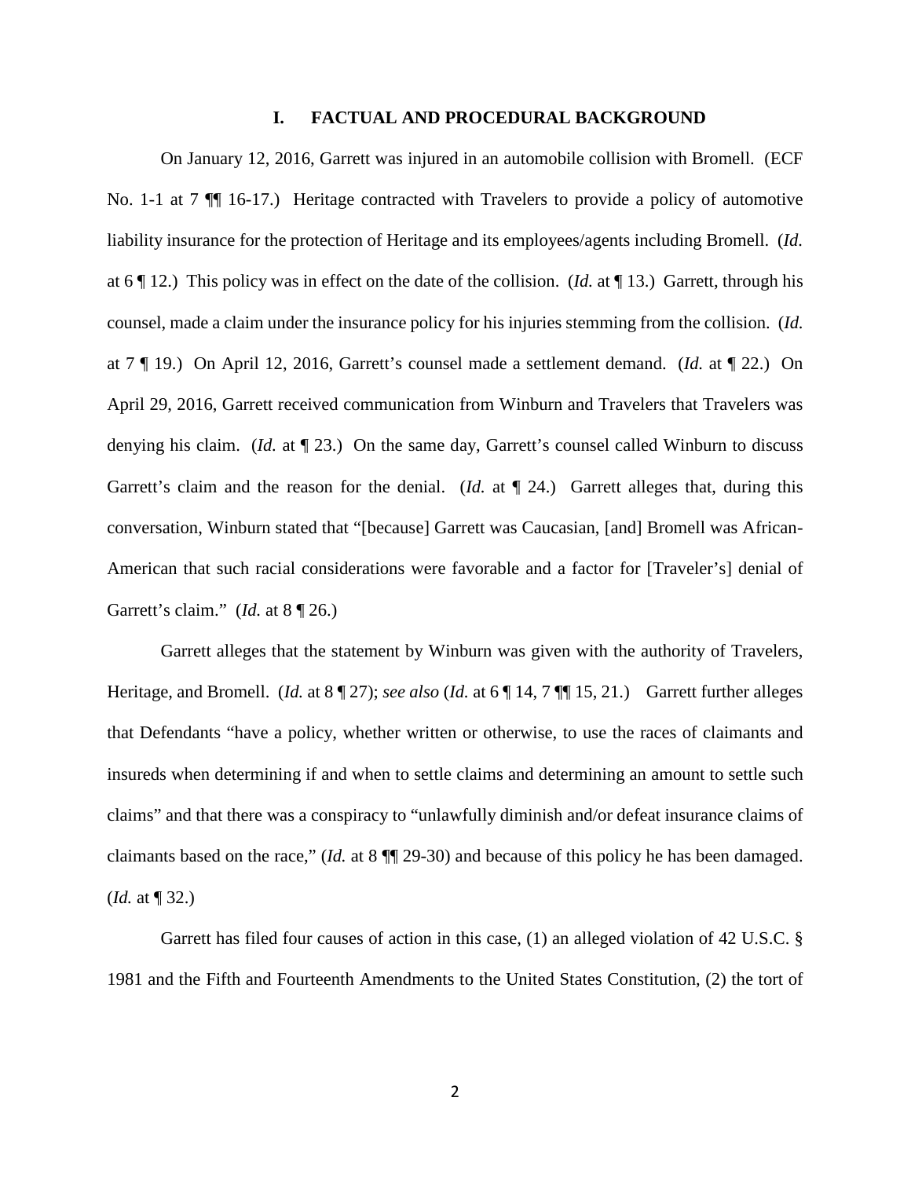## I. FACTUAL AND PROCEDURAL BACKGROUND

On January 12, 2016, Garrett was injured in an automobile collision with Bromell. (ECF No. 1-1 at 7 ¶¶ 16-17.) Heritage contracted with Travelers to provide a policy of automotive liability insurance for the protection of Heritage and its employees/agents including Bromell. (*Id.* at 6 ¶ 12.) This policy was in effect on the date of the collision. (*Id.* at ¶ 13.) Garrett, through his counsel, made a claim under the insurance policy for his injuries stemming from the collision. (*Id.* at 7 ¶ 19.) On April 12, 2016, Garrett's counsel made a settlement demand. (*Id.* at ¶ 22.) On April 29, 2016, Garrett received communication from Winburn and Travelers that Travelers was denying his claim. (*Id.* at ¶ 23.) On the same day, Garrett's counsel called Winburn to discuss Garrett's claim and the reason for the denial. (*Id.* at ¶ 24.) Garrett alleges that, during this conversation, Winburn stated that "[because] Garrett was Caucasian, [and] Bromell was African-American that such racial considerations were favorable and a factor for [Traveler's] denial of Garrett's claim." (*Id.* at 8 ¶ 26.)

Garrett alleges that the statement by Winburn was given with the authority of Travelers, Heritage, and Bromell. (*Id.* at 8 ¶ 27); *see also* (*Id.* at 6 ¶ 14, 7 ¶¶ 15, 21.) Garrett further alleges that Defendants "have a policy, whether written or otherwise, to use the races of claimants and insureds when determining if and when to settle claims and determining an amount to settle such claims" and that there was a conspiracy to "unlawfully diminish and/or defeat insurance claims of claimants based on the race," (*Id.* at 8 ¶¶ 29-30) and because of this policy he has been damaged. (*Id.* at ¶ 32.)

Garrett has filed four causes of action in this case, (1) an alleged violation of 42 U.S.C. § 1981 and the Fifth and Fourteenth Amendments to the United States Constitution, (2) the tort of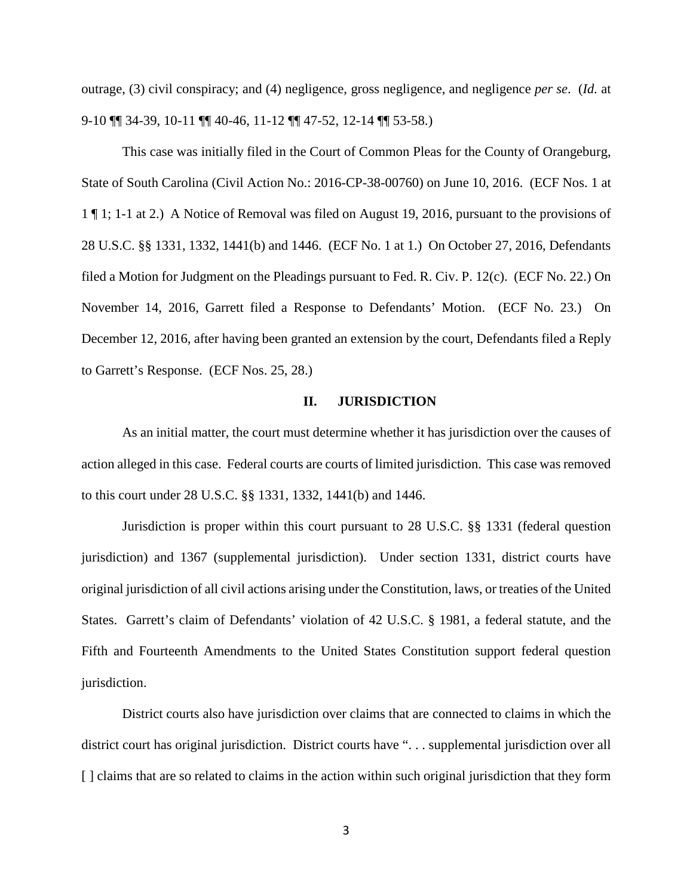outrage, (3) civil conspiracy; and (4) negligence, gross negligence, and negligence *per se*. (*Id.* at 9-10 ¶¶ 34-39, 10-11 ¶¶ 40-46, 11-12 ¶¶ 47-52, 12-14 ¶¶ 53-58.)

This case was initially filed in the Court of Common Pleas for the County of Orangeburg, State of South Carolina (Civil Action No.: 2016-CP-38-00760) on June 10, 2016. (ECF Nos. 1 at 1 ¶ 1; 1-1 at 2.) A Notice of Removal was filed on August 19, 2016, pursuant to the provisions of 28 U.S.C. §§ 1331, 1332, 1441(b) and 1446. (ECF No. 1 at 1.) On October 27, 2016, Defendants filed a Motion for Judgment on the Pleadings pursuant to Fed. R. Civ. P. 12(c). (ECF No. 22.) On November 14, 2016, Garrett filed a Response to Defendants' Motion. (ECF No. 23.) On December 12, 2016, after having been granted an extension by the court, Defendants filed a Reply to Garrett's Response. (ECF Nos. 25, 28.)

## II. JURISDICTION

As an initial matter, the court must determine whether it has jurisdiction over the causes of action alleged in this case. Federal courts are courts of limited jurisdiction. This case was removed to this court under 28 U.S.C. §§ 1331, 1332, 1441(b) and 1446.

Jurisdiction is proper within this court pursuant to 28 U.S.C. §§ 1331 (federal question jurisdiction) and 1367 (supplemental jurisdiction). Under section 1331, district courts have original jurisdiction of all civil actions arising under the Constitution, laws, or treaties of the United States. Garrett's claim of Defendants' violation of 42 U.S.C. § 1981, a federal statute, and the Fifth and Fourteenth Amendments to the United States Constitution support federal question jurisdiction.

District courts also have jurisdiction over claims that are connected to claims in which the district court has original jurisdiction. District courts have ". . . supplemental jurisdiction over all [ ] claims that are so related to claims in the action within such original jurisdiction that they form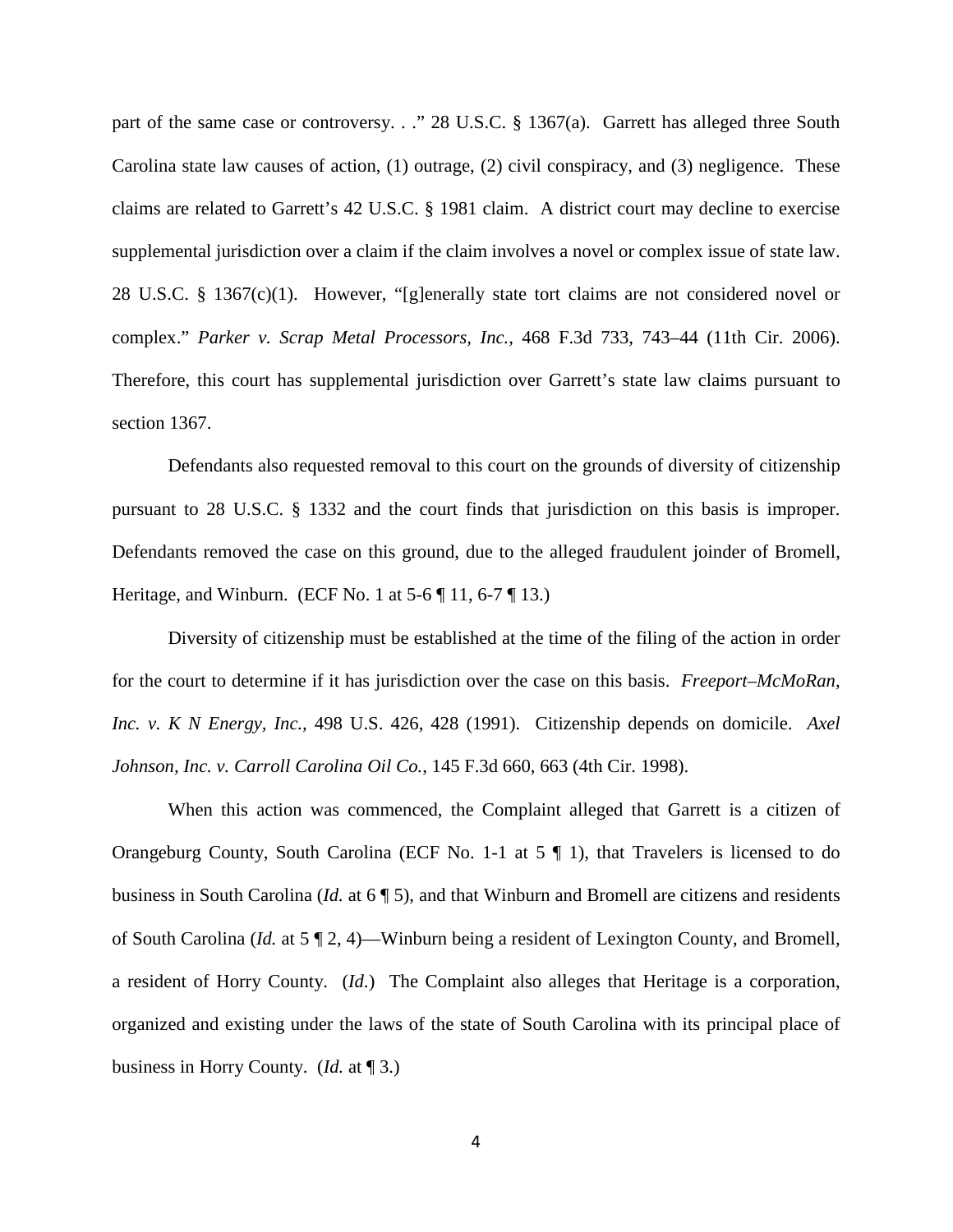part of the same case or controversy. . ." 28 U.S.C. § 1367(a). Garrett has alleged three South Carolina state law causes of action, (1) outrage, (2) civil conspiracy, and (3) negligence. These claims are related to Garrett's 42 U.S.C. § 1981 claim. A district court may decline to exercise supplemental jurisdiction over a claim if the claim involves a novel or complex issue of state law. 28 U.S.C. § 1367(c)(1). However, "[g]enerally state tort claims are not considered novel or complex." *Parker v. Scrap Metal Processors, Inc.*, 468 F.3d 733, 743–44 (11th Cir. 2006). Therefore, this court has supplemental jurisdiction over Garrett's state law claims pursuant to section 1367.

Defendants also requested removal to this court on the grounds of diversity of citizenship pursuant to 28 U.S.C. § 1332 and the court finds that jurisdiction on this basis is improper. Defendants removed the case on this ground, due to the alleged fraudulent joinder of Bromell, Heritage, and Winburn. (ECF No. 1 at 5-6 ¶ 11, 6-7 ¶ 13.)

Diversity of citizenship must be established at the time of the filing of the action in order for the court to determine if it has jurisdiction over the case on this basis. *Freeport–McMoRan, Inc. v. K N Energy, Inc.,* 498 U.S. 426, 428 (1991). Citizenship depends on domicile. *Axel Johnson, Inc. v. Carroll Carolina Oil Co.*, 145 F.3d 660, 663 (4th Cir. 1998).

When this action was commenced, the Complaint alleged that Garrett is a citizen of Orangeburg County, South Carolina (ECF No. 1-1 at 5 ¶ 1), that Travelers is licensed to do business in South Carolina (*Id.* at 6 ¶ 5), and that Winburn and Bromell are citizens and residents of South Carolina (*Id.* at 5 ¶ 2, 4)—Winburn being a resident of Lexington County, and Bromell, a resident of Horry County. (*Id.*) The Complaint also alleges that Heritage is a corporation, organized and existing under the laws of the state of South Carolina with its principal place of business in Horry County. (*Id.* at ¶ 3.)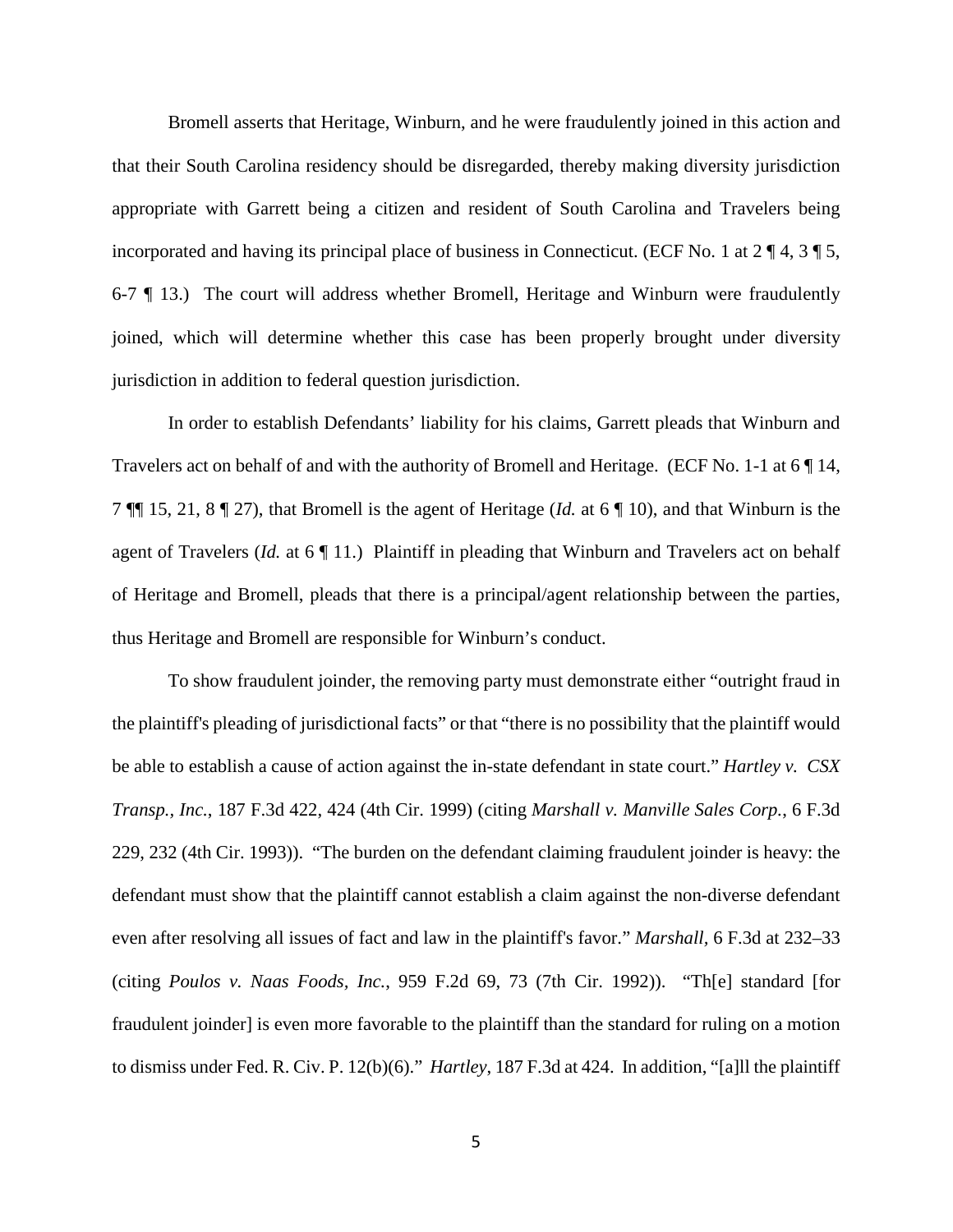Bromell asserts that Heritage, Winburn, and he were fraudulently joined in this action and that their South Carolina residency should be disregarded, thereby making diversity jurisdiction appropriate with Garrett being a citizen and resident of South Carolina and Travelers being incorporated and having its principal place of business in Connecticut. (ECF No. 1 at 2 ¶ 4, 3 ¶ 5, 6-7 ¶ 13.) The court will address whether Bromell, Heritage and Winburn were fraudulently joined, which will determine whether this case has been properly brought under diversity jurisdiction in addition to federal question jurisdiction.

In order to establish Defendants' liability for his claims, Garrett pleads that Winburn and Travelers act on behalf of and with the authority of Bromell and Heritage. (ECF No. 1-1 at 6 ¶ 14, 7 ¶¶ 15, 21, 8 ¶ 27), that Bromell is the agent of Heritage (*Id.* at 6 ¶ 10), and that Winburn is the agent of Travelers (*Id.* at 6 ¶ 11.) Plaintiff in pleading that Winburn and Travelers act on behalf of Heritage and Bromell, pleads that there is a principal/agent relationship between the parties, thus Heritage and Bromell are responsible for Winburn's conduct.

To show fraudulent joinder, the removing party must demonstrate either "outright fraud in the plaintiff's pleading of jurisdictional facts" or that "there is no possibility that the plaintiff would be able to establish a cause of action against the in-state defendant in state court." *Hartley v. CSX Transp., Inc.*, 187 F.3d 422, 424 (4th Cir. 1999) (citing *Marshall v. Manville Sales Corp.*, 6 F.3d 229, 232 (4th Cir. 1993)). "The burden on the defendant claiming fraudulent joinder is heavy: the defendant must show that the plaintiff cannot establish a claim against the non-diverse defendant even after resolving all issues of fact and law in the plaintiff's favor." *Marshall*, 6 F.3d at 232–33 (citing *Poulos v. Naas Foods, Inc.*, 959 F.2d 69, 73 (7th Cir. 1992)). "Th[e] standard [for fraudulent joinder] is even more favorable to the plaintiff than the standard for ruling on a motion to dismiss under Fed. R. Civ. P. 12(b)(6)." *Hartley*, 187 F.3d at 424. In addition, "[a]ll the plaintiff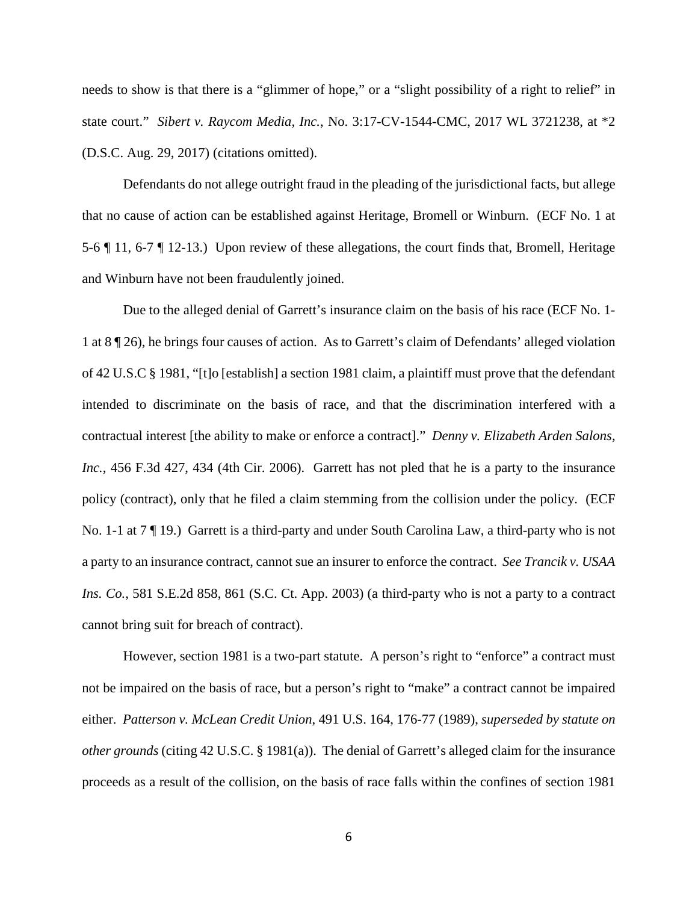needs to show is that there is a "glimmer of hope," or a "slight possibility of a right to relief" in state court." *Sibert v. Raycom Media, Inc.*, No. 3:17-CV-1544-CMC, 2017 WL 3721238, at *2 (D.S.C. Aug. 29, 2017) (citations omitted).

Defendants do not allege outright fraud in the pleading of the jurisdictional facts, but allege that no cause of action can be established against Heritage, Bromell or Winburn. (ECF No. 1 at 5-6 ¶ 11, 6-7 ¶ 12-13.) Upon review of these allegations, the court finds that, Bromell, Heritage and Winburn have not been fraudulently joined.

Due to the alleged denial of Garrett's insurance claim on the basis of his race (ECF No. 1-1 at 8 ¶ 26), he brings four causes of action. As to Garrett's claim of Defendants' alleged violation of 42 U.S.C § 1981, "[t]o [establish] a section 1981 claim, a plaintiff must prove that the defendant intended to discriminate on the basis of race, and that the discrimination interfered with a contractual interest [the ability to make or enforce a contract]." *Denny v. Elizabeth Arden Salons, Inc.*, 456 F.3d 427, 434 (4th Cir. 2006). Garrett has not pled that he is a party to the insurance policy (contract), only that he filed a claim stemming from the collision under the policy. (ECF No. 1-1 at 7 ¶ 19.) Garrett is a third-party and under South Carolina Law, a third-party who is not a party to an insurance contract, cannot sue an insurer to enforce the contract. *See Trancik v. USAA Ins. Co.*, 581 S.E.2d 858, 861 (S.C. Ct. App. 2003) (a third-party who is not a party to a contract cannot bring suit for breach of contract).

However, section 1981 is a two-part statute. A person's right to "enforce" a contract must not be impaired on the basis of race, but a person's right to "make" a contract cannot be impaired either. *Patterson v. McLean Credit Union*, 491 U.S. 164, 176-77 (1989), *superseded by statute on other grounds* (citing 42 U.S.C. § 1981(a)). The denial of Garrett's alleged claim for the insurance proceeds as a result of the collision, on the basis of race falls within the confines of section 1981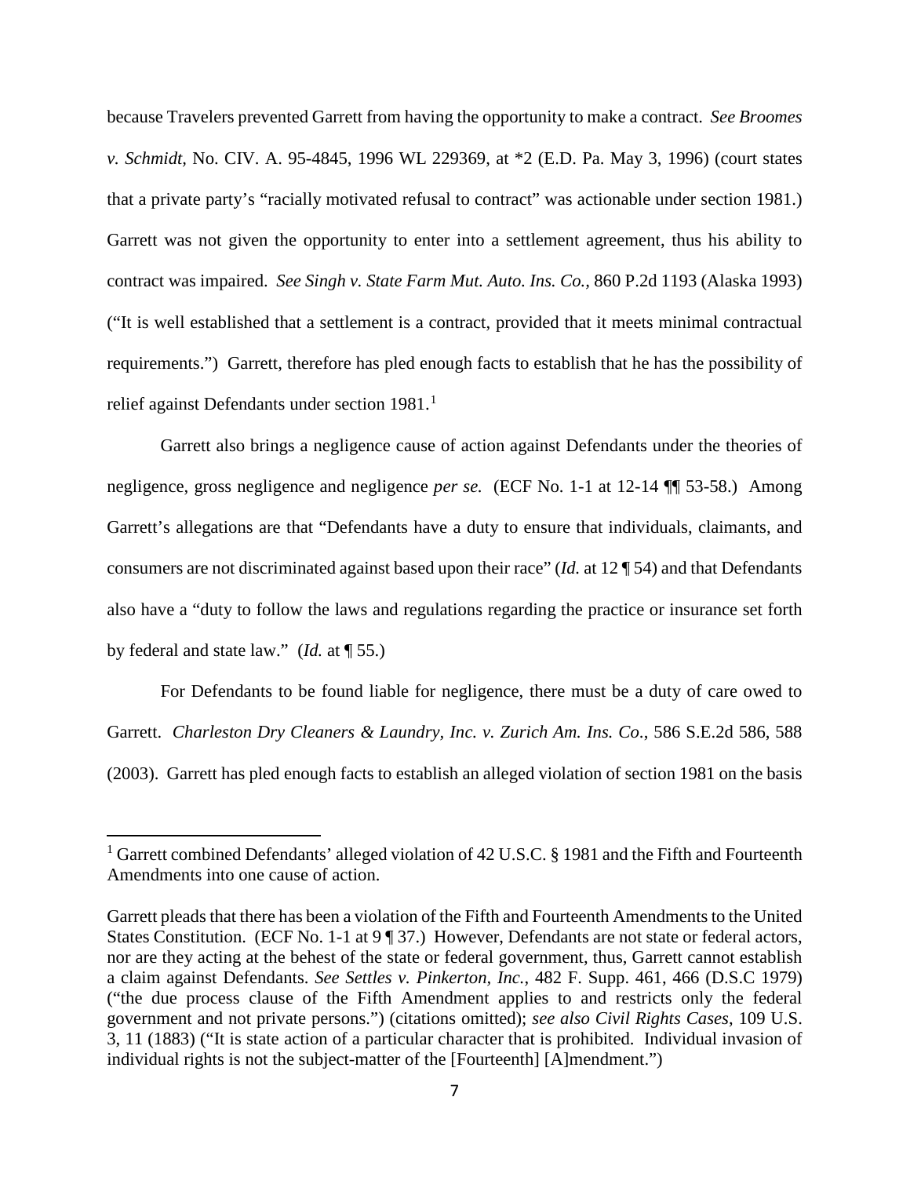because Travelers prevented Garrett from having the opportunity to make a contract. *See Broomes v. Schmidt*, No. CIV. A. 95-4845, 1996 WL 229369, at *2 (E.D. Pa. May 3, 1996) (court states that a private party's "racially motivated refusal to contract" was actionable under section 1981.) Garrett was not given the opportunity to enter into a settlement agreement, thus his ability to contract was impaired. *See Singh v. State Farm Mut. Auto. Ins. Co.*, 860 P.2d 1193 (Alaska 1993) ("It is well established that a settlement is a contract, provided that it meets minimal contractual requirements.") Garrett, therefore has pled enough facts to establish that he has the possibility of relief against Defendants under section 1981.[1]

Garrett also brings a negligence cause of action against Defendants under the theories of negligence, gross negligence and negligence *per se.* (ECF No. 1-1 at 12-14 ¶¶ 53-58.) Among Garrett's allegations are that "Defendants have a duty to ensure that individuals, claimants, and consumers are not discriminated against based upon their race" (*Id.* at 12 ¶ 54) and that Defendants also have a "duty to follow the laws and regulations regarding the practice or insurance set forth by federal and state law." (*Id.* at ¶ 55.)

For Defendants to be found liable for negligence, there must be a duty of care owed to Garrett. *Charleston Dry Cleaners & Laundry, Inc. v. Zurich Am. Ins. Co.*, 586 S.E.2d 586, 588 (2003). Garrett has pled enough facts to establish an alleged violation of section 1981 on the basis

---

[1] Garrett combined Defendants' alleged violation of 42 U.S.C. § 1981 and the Fifth and Fourteenth Amendments into one cause of action.

Garrett pleads that there has been a violation of the Fifth and Fourteenth Amendments to the United States Constitution. (ECF No. 1-1 at 9 ¶ 37.) However, Defendants are not state or federal actors, nor are they acting at the behest of the state or federal government, thus, Garrett cannot establish a claim against Defendants. *See Settles v. Pinkerton, Inc.*, 482 F. Supp. 461, 466 (D.S.C 1979) ("the due process clause of the Fifth Amendment applies to and restricts only the federal government and not private persons.") (citations omitted); *see also Civil Rights Cases*, 109 U.S. 3, 11 (1883) ("It is state action of a particular character that is prohibited. Individual invasion of individual rights is not the subject-matter of the [Fourteenth] [A]mendment.")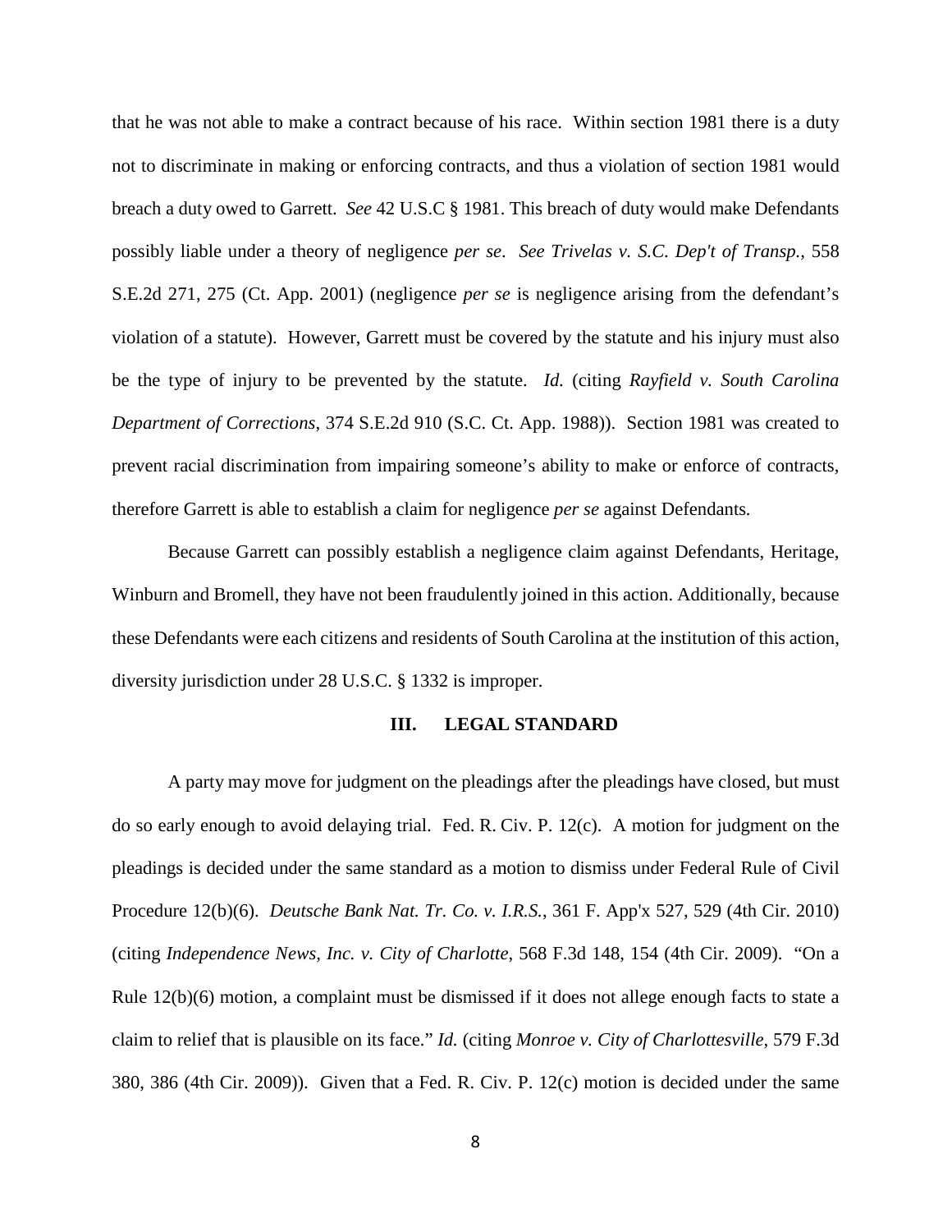that he was not able to make a contract because of his race. Within section 1981 there is a duty not to discriminate in making or enforcing contracts, and thus a violation of section 1981 would breach a duty owed to Garrett. *See* 42 U.S.C § 1981. This breach of duty would make Defendants possibly liable under a theory of negligence *per se*. *See Trivelas v. S.C. Dep't of Transp.*, 558 S.E.2d 271, 275 (Ct. App. 2001) (negligence *per se* is negligence arising from the defendant's violation of a statute). However, Garrett must be covered by the statute and his injury must also be the type of injury to be prevented by the statute. *Id.* (citing *Rayfield v. South Carolina Department of Corrections*, 374 S.E.2d 910 (S.C. Ct. App. 1988)). Section 1981 was created to prevent racial discrimination from impairing someone's ability to make or enforce of contracts, therefore Garrett is able to establish a claim for negligence *per se* against Defendants.

Because Garrett can possibly establish a negligence claim against Defendants, Heritage, Winburn and Bromell, they have not been fraudulently joined in this action. Additionally, because these Defendants were each citizens and residents of South Carolina at the institution of this action, diversity jurisdiction under 28 U.S.C. § 1332 is improper.

## III. LEGAL STANDARD

A party may move for judgment on the pleadings after the pleadings have closed, but must do so early enough to avoid delaying trial. Fed. R. Civ. P. 12(c). A motion for judgment on the pleadings is decided under the same standard as a motion to dismiss under Federal Rule of Civil Procedure 12(b)(6). *Deutsche Bank Nat. Tr. Co. v. I.R.S.*, 361 F. App'x 527, 529 (4th Cir. 2010) (citing *Independence News, Inc. v. City of Charlotte*, 568 F.3d 148, 154 (4th Cir. 2009). "On a Rule 12(b)(6) motion, a complaint must be dismissed if it does not allege enough facts to state a claim to relief that is plausible on its face." *Id.* (citing *Monroe v. City of Charlottesville*, 579 F.3d 380, 386 (4th Cir. 2009)). Given that a Fed. R. Civ. P. 12(c) motion is decided under the same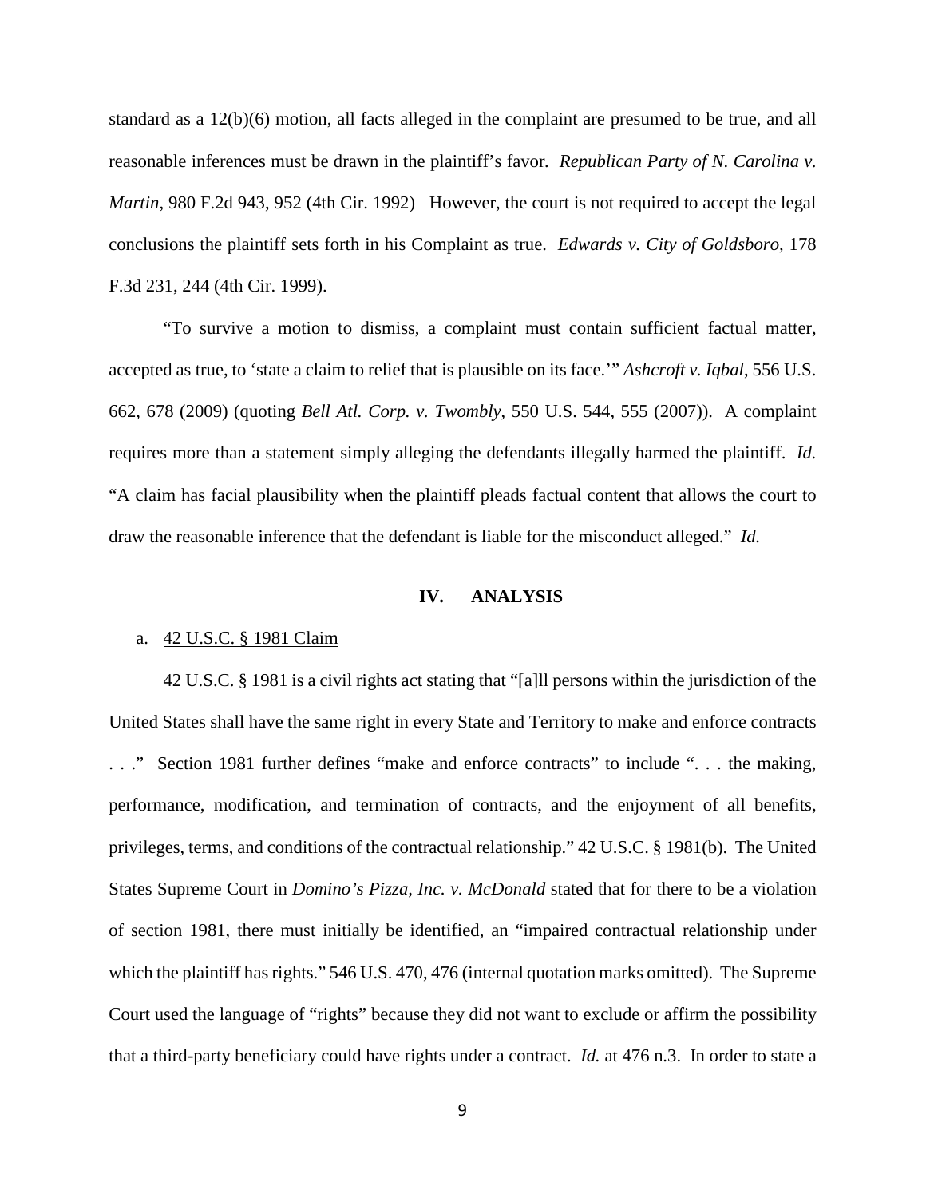standard as a 12(b)(6) motion, all facts alleged in the complaint are presumed to be true, and all reasonable inferences must be drawn in the plaintiff's favor. *Republican Party of N. Carolina v. Martin*, 980 F.2d 943, 952 (4th Cir. 1992) However, the court is not required to accept the legal conclusions the plaintiff sets forth in his Complaint as true. *Edwards v. City of Goldsboro,* 178 F.3d 231, 244 (4th Cir. 1999).

"To survive a motion to dismiss, a complaint must contain sufficient factual matter, accepted as true, to 'state a claim to relief that is plausible on its face.'" *Ashcroft v. Iqbal*, 556 U.S. 662, 678 (2009) (quoting *Bell Atl. Corp. v. Twombly*, 550 U.S. 544, 555 (2007)). A complaint requires more than a statement simply alleging the defendants illegally harmed the plaintiff. *Id.* "A claim has facial plausibility when the plaintiff pleads factual content that allows the court to draw the reasonable inference that the defendant is liable for the misconduct alleged." *Id.*

## IV. ANALYSIS

### a. 42 U.S.C. § 1981 Claim

42 U.S.C. § 1981 is a civil rights act stating that "[a]ll persons within the jurisdiction of the United States shall have the same right in every State and Territory to make and enforce contracts . . ." Section 1981 further defines "make and enforce contracts" to include ". . . the making, performance, modification, and termination of contracts, and the enjoyment of all benefits, privileges, terms, and conditions of the contractual relationship." 42 U.S.C. § 1981(b). The United States Supreme Court in *Domino's Pizza, Inc. v. McDonald* stated that for there to be a violation of section 1981, there must initially be identified, an "impaired contractual relationship under which the plaintiff has rights." 546 U.S. 470, 476 (internal quotation marks omitted). The Supreme Court used the language of "rights" because they did not want to exclude or affirm the possibility that a third-party beneficiary could have rights under a contract. *Id.* at 476 n.3. In order to state a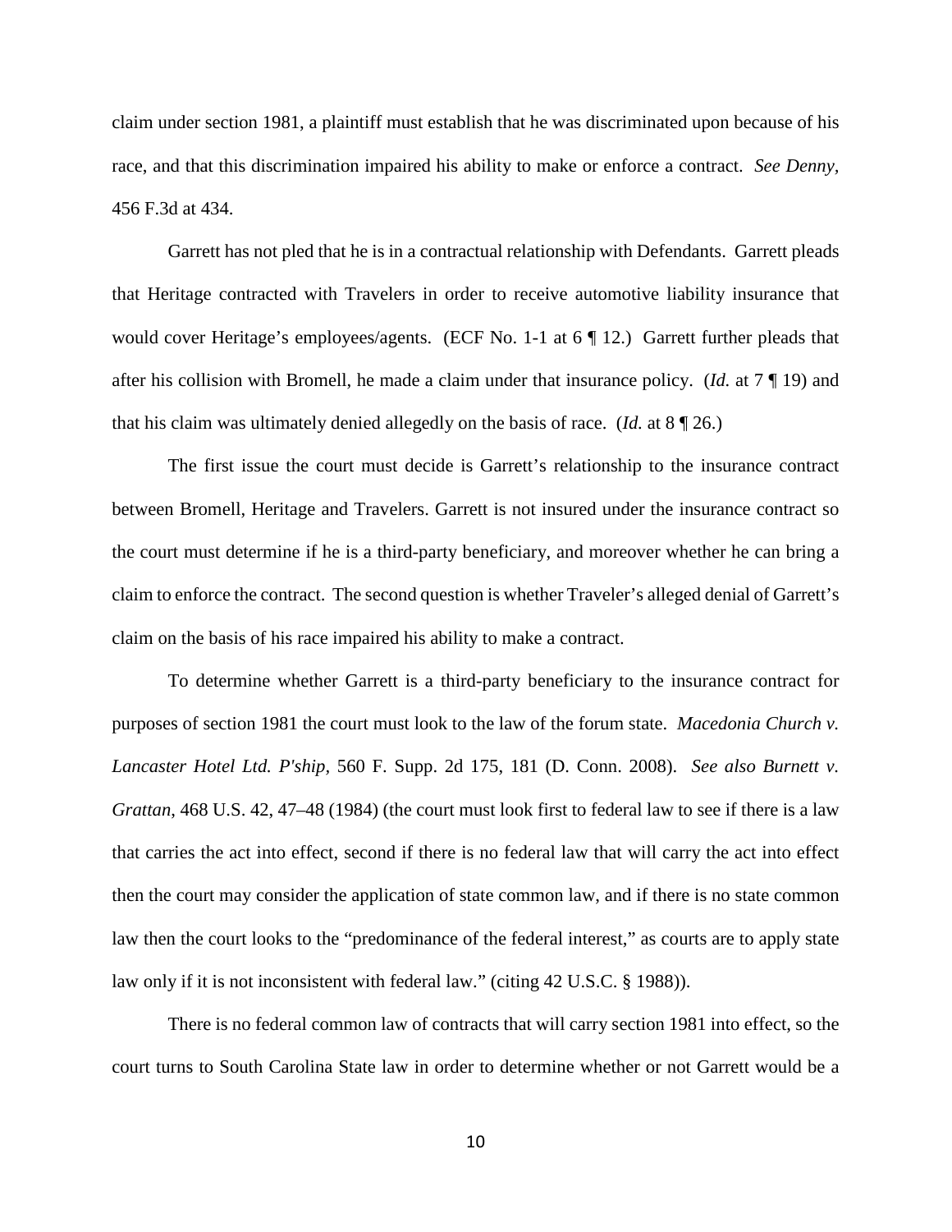claim under section 1981, a plaintiff must establish that he was discriminated upon because of his race, and that this discrimination impaired his ability to make or enforce a contract. *See Denny*, 456 F.3d at 434.

Garrett has not pled that he is in a contractual relationship with Defendants. Garrett pleads that Heritage contracted with Travelers in order to receive automotive liability insurance that would cover Heritage's employees/agents. (ECF No. 1-1 at 6 ¶ 12.) Garrett further pleads that after his collision with Bromell, he made a claim under that insurance policy. (*Id.* at 7 ¶ 19) and that his claim was ultimately denied allegedly on the basis of race. (*Id.* at 8 ¶ 26.)

The first issue the court must decide is Garrett's relationship to the insurance contract between Bromell, Heritage and Travelers. Garrett is not insured under the insurance contract so the court must determine if he is a third-party beneficiary, and moreover whether he can bring a claim to enforce the contract. The second question is whether Traveler's alleged denial of Garrett's claim on the basis of his race impaired his ability to make a contract.

To determine whether Garrett is a third-party beneficiary to the insurance contract for purposes of section 1981 the court must look to the law of the forum state. *Macedonia Church v. Lancaster Hotel Ltd. P'ship*, 560 F. Supp. 2d 175, 181 (D. Conn. 2008). *See also Burnett v. Grattan*, 468 U.S. 42, 47–48 (1984) (the court must look first to federal law to see if there is a law that carries the act into effect, second if there is no federal law that will carry the act into effect then the court may consider the application of state common law, and if there is no state common law then the court looks to the "predominance of the federal interest," as courts are to apply state law only if it is not inconsistent with federal law." (citing 42 U.S.C. § 1988)).

There is no federal common law of contracts that will carry section 1981 into effect, so the court turns to South Carolina State law in order to determine whether or not Garrett would be a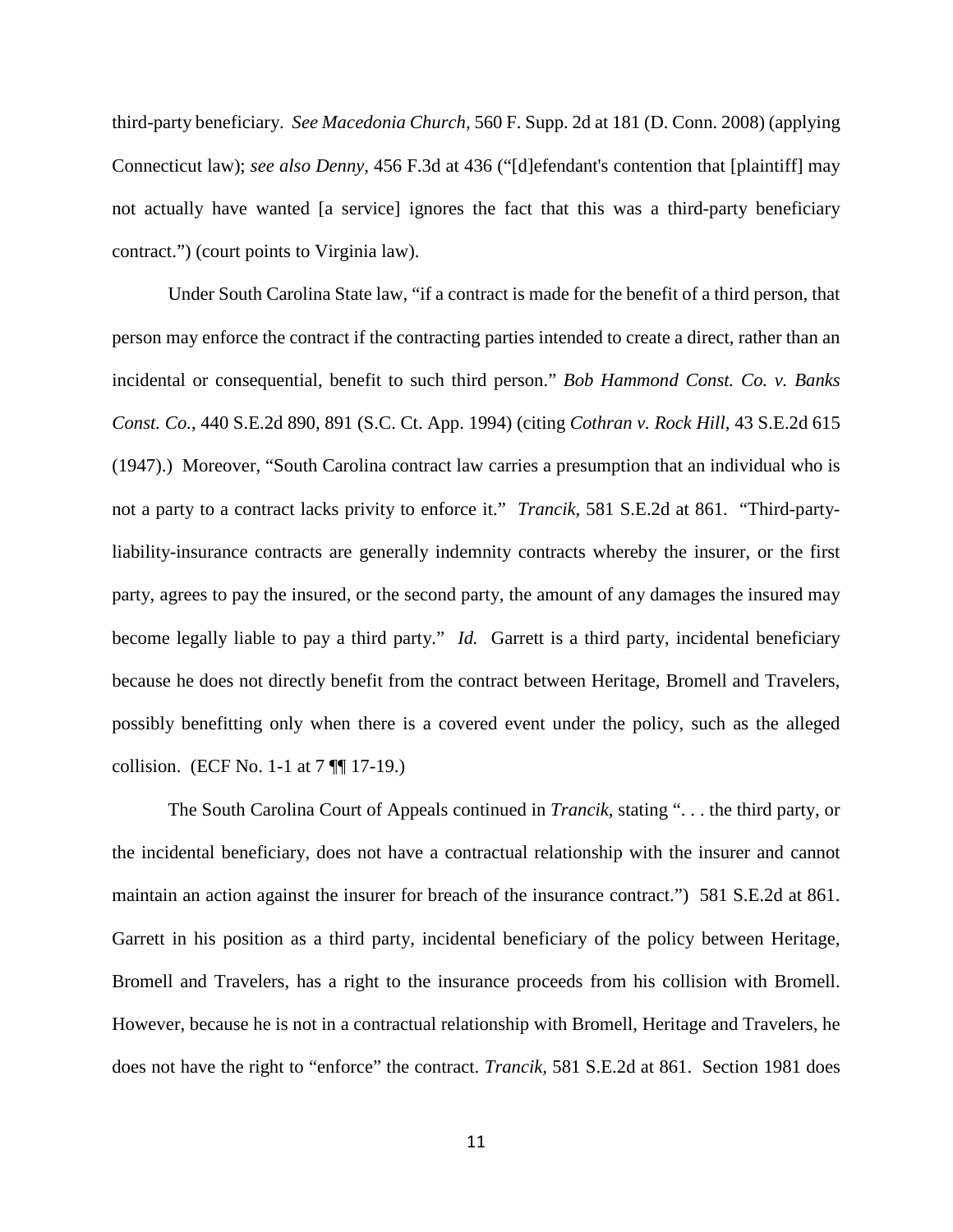third-party beneficiary. *See Macedonia Church*, 560 F. Supp. 2d at 181 (D. Conn. 2008) (applying Connecticut law); *see also Denny*, 456 F.3d at 436 ("[d]efendant's contention that [plaintiff] may not actually have wanted [a service] ignores the fact that this was a third-party beneficiary contract.") (court points to Virginia law).

Under South Carolina State law, "if a contract is made for the benefit of a third person, that person may enforce the contract if the contracting parties intended to create a direct, rather than an incidental or consequential, benefit to such third person." *Bob Hammond Const. Co. v. Banks Const. Co.*, 440 S.E.2d 890, 891 (S.C. Ct. App. 1994) (citing *Cothran v. Rock Hill*, 43 S.E.2d 615 (1947).) Moreover, "South Carolina contract law carries a presumption that an individual who is not a party to a contract lacks privity to enforce it." *Trancik*, 581 S.E.2d at 861. "Third-party-liability-insurance contracts are generally indemnity contracts whereby the insurer, or the first party, agrees to pay the insured, or the second party, the amount of any damages the insured may become legally liable to pay a third party." *Id.* Garrett is a third party, incidental beneficiary because he does not directly benefit from the contract between Heritage, Bromell and Travelers, possibly benefitting only when there is a covered event under the policy, such as the alleged collision. (ECF No. 1-1 at 7 ¶¶ 17-19.)

The South Carolina Court of Appeals continued in *Trancik*, stating ". . . the third party, or the incidental beneficiary, does not have a contractual relationship with the insurer and cannot maintain an action against the insurer for breach of the insurance contract.") 581 S.E.2d at 861. Garrett in his position as a third party, incidental beneficiary of the policy between Heritage, Bromell and Travelers, has a right to the insurance proceeds from his collision with Bromell. However, because he is not in a contractual relationship with Bromell, Heritage and Travelers, he does not have the right to "enforce" the contract. *Trancik,* 581 S.E.2d at 861. Section 1981 does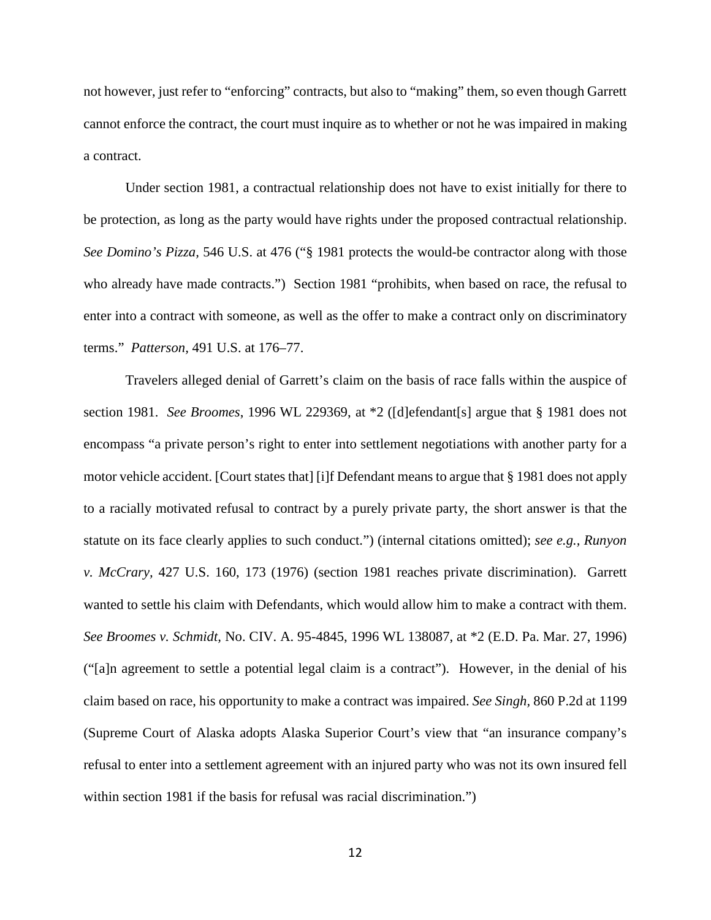not however, just refer to "enforcing" contracts, but also to "making" them, so even though Garrett cannot enforce the contract, the court must inquire as to whether or not he was impaired in making a contract.

Under section 1981, a contractual relationship does not have to exist initially for there to be protection, as long as the party would have rights under the proposed contractual relationship. *See Domino's Pizza*, 546 U.S. at 476 ("§ 1981 protects the would-be contractor along with those who already have made contracts.") Section 1981 "prohibits, when based on race, the refusal to enter into a contract with someone, as well as the offer to make a contract only on discriminatory terms." *Patterson*, 491 U.S. at 176–77.

Travelers alleged denial of Garrett's claim on the basis of race falls within the auspice of section 1981. *See Broomes*, 1996 WL 229369, at *2 ([d]efendant[s] argue that § 1981 does not encompass "a private person's right to enter into settlement negotiations with another party for a motor vehicle accident. [Court states that] [i]f Defendant means to argue that § 1981 does not apply to a racially motivated refusal to contract by a purely private party, the short answer is that the statute on its face clearly applies to such conduct.") (internal citations omitted); *see e.g., Runyon v. McCrary*, 427 U.S. 160, 173 (1976) (section 1981 reaches private discrimination). Garrett wanted to settle his claim with Defendants, which would allow him to make a contract with them. *See Broomes v. Schmidt*, No. CIV. A. 95-4845, 1996 WL 138087, at *2 (E.D. Pa. Mar. 27, 1996) ("[a]n agreement to settle a potential legal claim is a contract"). However, in the denial of his claim based on race, his opportunity to make a contract was impaired. *See Singh*, 860 P.2d at 1199 (Supreme Court of Alaska adopts Alaska Superior Court's view that "an insurance company's refusal to enter into a settlement agreement with an injured party who was not its own insured fell within section 1981 if the basis for refusal was racial discrimination.")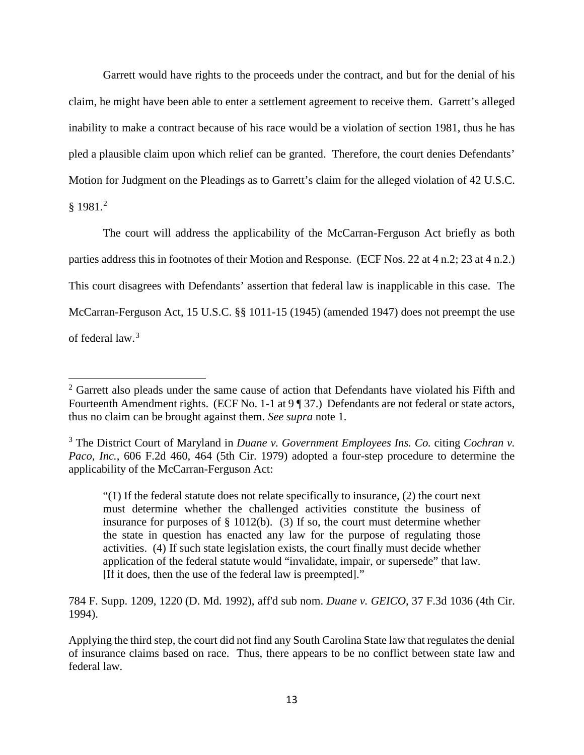Garrett would have rights to the proceeds under the contract, and but for the denial of his claim, he might have been able to enter a settlement agreement to receive them. Garrett's alleged inability to make a contract because of his race would be a violation of section 1981, thus he has pled a plausible claim upon which relief can be granted. Therefore, the court denies Defendants' Motion for Judgment on the Pleadings as to Garrett's claim for the alleged violation of 42 U.S.C. § 1981.[2]

The court will address the applicability of the McCarran-Ferguson Act briefly as both parties address this in footnotes of their Motion and Response. (ECF Nos. 22 at 4 n.2; 23 at 4 n.2.) This court disagrees with Defendants' assertion that federal law is inapplicable in this case. The McCarran-Ferguson Act, 15 U.S.C. §§ 1011-15 (1945) (amended 1947) does not preempt the use of federal law.[3]

---

[2] Garrett also pleads under the same cause of action that Defendants have violated his Fifth and Fourteenth Amendment rights. (ECF No. 1-1 at 9 ¶ 37.) Defendants are not federal or state actors, thus no claim can be brought against them. *See supra* note 1.

[3] The District Court of Maryland in *Duane v. Government Employees Ins. Co.* citing *Cochran v. Paco, Inc.*, 606 F.2d 460, 464 (5th Cir. 1979) adopted a four-step procedure to determine the applicability of the McCarran-Ferguson Act:

> "(1) If the federal statute does not relate specifically to insurance, (2) the court next must determine whether the challenged activities constitute the business of insurance for purposes of § 1012(b). (3) If so, the court must determine whether the state in question has enacted any law for the purpose of regulating those activities. (4) If such state legislation exists, the court finally must decide whether application of the federal statute would "invalidate, impair, or supersede" that law. [If it does, then the use of the federal law is preempted]."

784 F. Supp. 1209, 1220 (D. Md. 1992), aff'd sub nom. *Duane v. GEICO*, 37 F.3d 1036 (4th Cir. 1994).

Applying the third step, the court did not find any South Carolina State law that regulates the denial of insurance claims based on race. Thus, there appears to be no conflict between state law and federal law.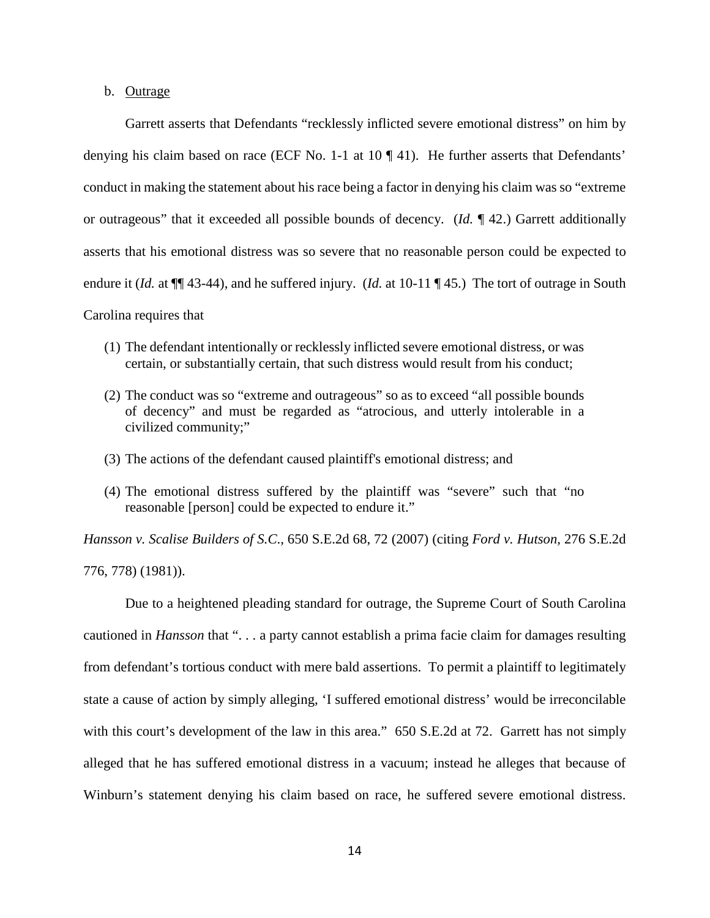b. Outrage

Garrett asserts that Defendants "recklessly inflicted severe emotional distress" on him by denying his claim based on race (ECF No. 1-1 at 10 ¶ 41). He further asserts that Defendants' conduct in making the statement about his race being a factor in denying his claim was so "extreme or outrageous" that it exceeded all possible bounds of decency. (*Id.* ¶ 42.) Garrett additionally asserts that his emotional distress was so severe that no reasonable person could be expected to endure it (*Id.* at ¶¶ 43-44), and he suffered injury. (*Id.* at 10-11 ¶ 45.) The tort of outrage in South Carolina requires that

> (1) The defendant intentionally or recklessly inflicted severe emotional distress, or was certain, or substantially certain, that such distress would result from his conduct;
>
> (2) The conduct was so "extreme and outrageous" so as to exceed "all possible bounds of decency" and must be regarded as "atrocious, and utterly intolerable in a civilized community;"
>
> (3) The actions of the defendant caused plaintiff's emotional distress; and
>
> (4) The emotional distress suffered by the plaintiff was "severe" such that "no reasonable [person] could be expected to endure it."

*Hansson v. Scalise Builders of S.C.*, 650 S.E.2d 68, 72 (2007) (citing *Ford v. Hutson*, 276 S.E.2d 776, 778) (1981)).

Due to a heightened pleading standard for outrage, the Supreme Court of South Carolina cautioned in *Hansson* that ". . . a party cannot establish a prima facie claim for damages resulting from defendant's tortious conduct with mere bald assertions. To permit a plaintiff to legitimately state a cause of action by simply alleging, 'I suffered emotional distress' would be irreconcilable with this court's development of the law in this area." 650 S.E.2d at 72. Garrett has not simply alleged that he has suffered emotional distress in a vacuum; instead he alleges that because of Winburn's statement denying his claim based on race, he suffered severe emotional distress.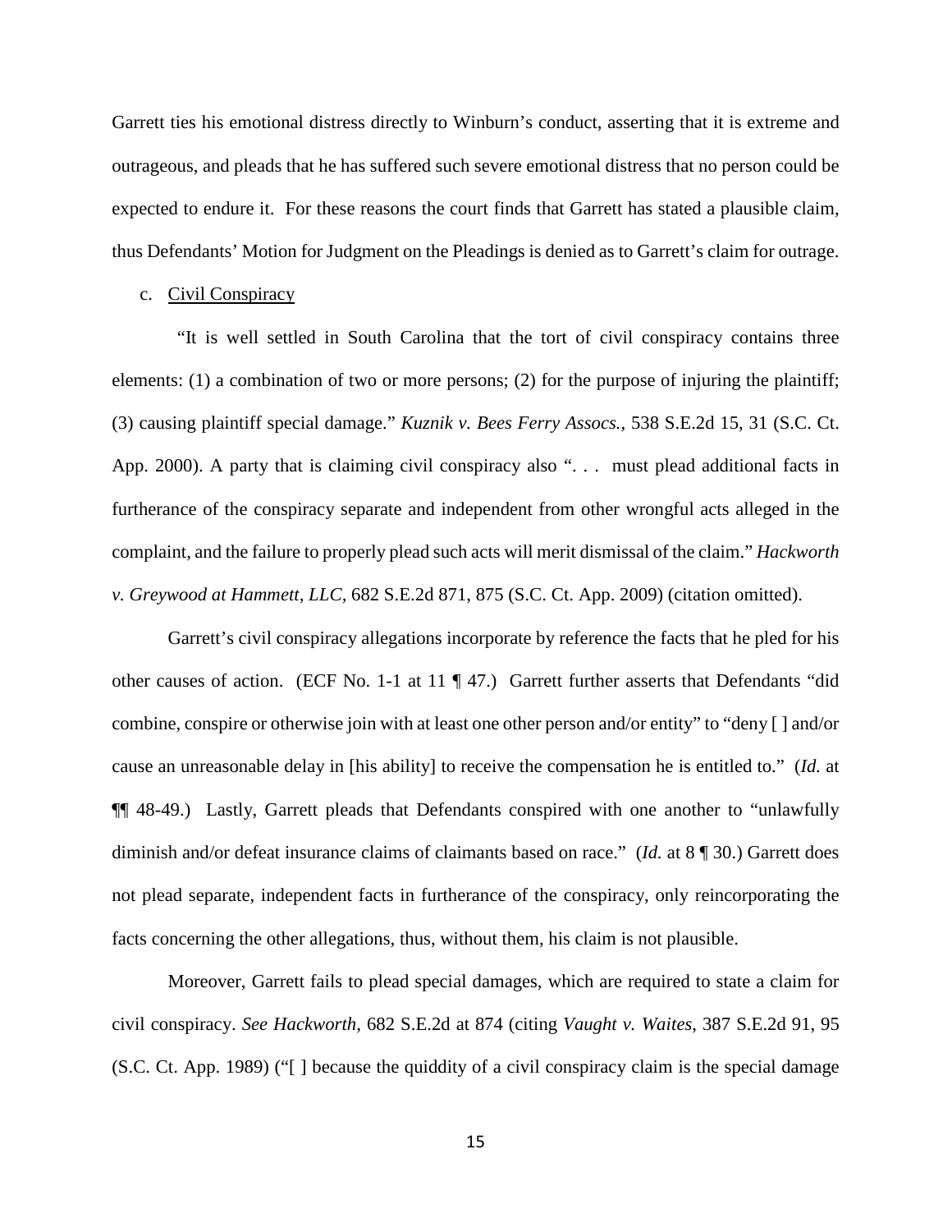Garrett ties his emotional distress directly to Winburn's conduct, asserting that it is extreme and outrageous, and pleads that he has suffered such severe emotional distress that no person could be expected to endure it. For these reasons the court finds that Garrett has stated a plausible claim, thus Defendants' Motion for Judgment on the Pleadings is denied as to Garrett's claim for outrage.

c. Civil Conspiracy

"It is well settled in South Carolina that the tort of civil conspiracy contains three elements: (1) a combination of two or more persons; (2) for the purpose of injuring the plaintiff; (3) causing plaintiff special damage." *Kuznik v. Bees Ferry Assocs.*, 538 S.E.2d 15, 31 (S.C. Ct. App. 2000). A party that is claiming civil conspiracy also ". . . must plead additional facts in furtherance of the conspiracy separate and independent from other wrongful acts alleged in the complaint, and the failure to properly plead such acts will merit dismissal of the claim." *Hackworth v. Greywood at Hammett, LLC*, 682 S.E.2d 871, 875 (S.C. Ct. App. 2009) (citation omitted).

Garrett's civil conspiracy allegations incorporate by reference the facts that he pled for his other causes of action. (ECF No. 1-1 at 11 ¶ 47.) Garrett further asserts that Defendants "did combine, conspire or otherwise join with at least one other person and/or entity" to "deny [ ] and/or cause an unreasonable delay in [his ability] to receive the compensation he is entitled to." (*Id.* at ¶¶ 48-49.) Lastly, Garrett pleads that Defendants conspired with one another to "unlawfully diminish and/or defeat insurance claims of claimants based on race." (*Id.* at 8 ¶ 30.) Garrett does not plead separate, independent facts in furtherance of the conspiracy, only reincorporating the facts concerning the other allegations, thus, without them, his claim is not plausible.

Moreover, Garrett fails to plead special damages, which are required to state a claim for civil conspiracy. *See Hackworth*, 682 S.E.2d at 874 (citing *Vaught v. Waites*, 387 S.E.2d 91, 95 (S.C. Ct. App. 1989) ("[ ] because the quiddity of a civil conspiracy claim is the special damage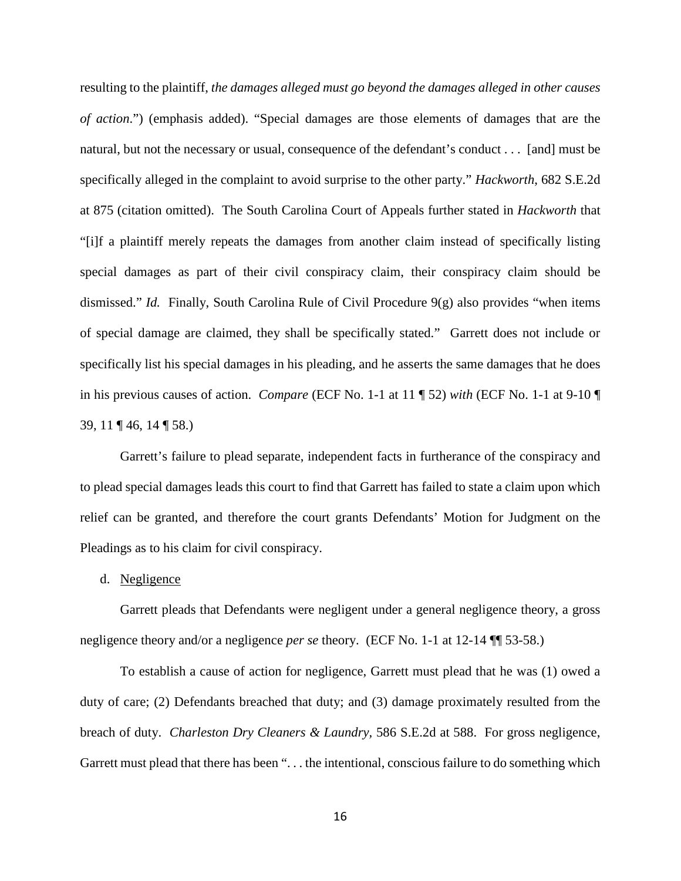resulting to the plaintiff, *the damages alleged must go beyond the damages alleged in other causes of action*.") (emphasis added). "Special damages are those elements of damages that are the natural, but not the necessary or usual, consequence of the defendant's conduct . . . [and] must be specifically alleged in the complaint to avoid surprise to the other party." *Hackworth*, 682 S.E.2d at 875 (citation omitted). The South Carolina Court of Appeals further stated in *Hackworth* that "[i]f a plaintiff merely repeats the damages from another claim instead of specifically listing special damages as part of their civil conspiracy claim, their conspiracy claim should be dismissed." *Id.* Finally, South Carolina Rule of Civil Procedure 9(g) also provides "when items of special damage are claimed, they shall be specifically stated." Garrett does not include or specifically list his special damages in his pleading, and he asserts the same damages that he does in his previous causes of action. *Compare* (ECF No. 1-1 at 11 ¶ 52) *with* (ECF No. 1-1 at 9-10 ¶ 39, 11 ¶ 46, 14 ¶ 58.)

Garrett's failure to plead separate, independent facts in furtherance of the conspiracy and to plead special damages leads this court to find that Garrett has failed to state a claim upon which relief can be granted, and therefore the court grants Defendants' Motion for Judgment on the Pleadings as to his claim for civil conspiracy.

d. Negligence

Garrett pleads that Defendants were negligent under a general negligence theory, a gross negligence theory and/or a negligence *per se* theory. (ECF No. 1-1 at 12-14 ¶¶ 53-58.)

To establish a cause of action for negligence, Garrett must plead that he was (1) owed a duty of care; (2) Defendants breached that duty; and (3) damage proximately resulted from the breach of duty. *Charleston Dry Cleaners & Laundry*, 586 S.E.2d at 588. For gross negligence, Garrett must plead that there has been ". . . the intentional, conscious failure to do something which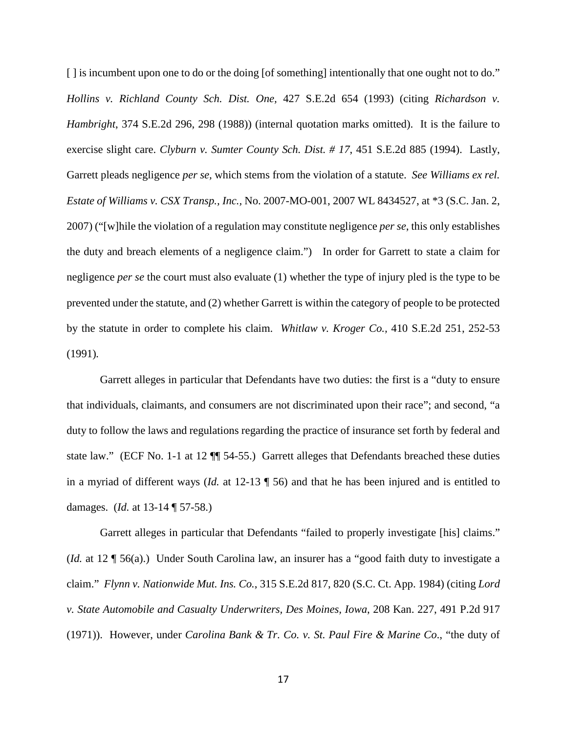[ ] is incumbent upon one to do or the doing [of something] intentionally that one ought not to do." *Hollins v. Richland County Sch. Dist. One*, 427 S.E.2d 654 (1993) (citing *Richardson v. Hambright*, 374 S.E.2d 296, 298 (1988)) (internal quotation marks omitted). It is the failure to exercise slight care. *Clyburn v. Sumter County Sch. Dist. # 17*, 451 S.E.2d 885 (1994). Lastly, Garrett pleads negligence *per se*, which stems from the violation of a statute. *See Williams ex rel. Estate of Williams v. CSX Transp., Inc.*, No. 2007-MO-001, 2007 WL 8434527, at *3 (S.C. Jan. 2, 2007) ("[w]hile the violation of a regulation may constitute negligence *per se*, this only establishes the duty and breach elements of a negligence claim.") In order for Garrett to state a claim for negligence *per se* the court must also evaluate (1) whether the type of injury pled is the type to be prevented under the statute, and (2) whether Garrett is within the category of people to be protected by the statute in order to complete his claim. *Whitlaw v. Kroger Co.*, 410 S.E.2d 251, 252-53 (1991).

Garrett alleges in particular that Defendants have two duties: the first is a "duty to ensure that individuals, claimants, and consumers are not discriminated upon their race"; and second, "a duty to follow the laws and regulations regarding the practice of insurance set forth by federal and state law." (ECF No. 1-1 at 12 ¶¶ 54-55.) Garrett alleges that Defendants breached these duties in a myriad of different ways (*Id.* at 12-13 ¶ 56) and that he has been injured and is entitled to damages. (*Id.* at 13-14 ¶ 57-58.)

Garrett alleges in particular that Defendants "failed to properly investigate [his] claims." (*Id.* at 12 ¶ 56(a).) Under South Carolina law, an insurer has a "good faith duty to investigate a claim." *Flynn v. Nationwide Mut. Ins. Co.*, 315 S.E.2d 817, 820 (S.C. Ct. App. 1984) (citing *Lord v. State Automobile and Casualty Underwriters, Des Moines, Iowa*, 208 Kan. 227, 491 P.2d 917 (1971)). However, under *Carolina Bank & Tr. Co. v. St. Paul Fire & Marine Co*., "the duty of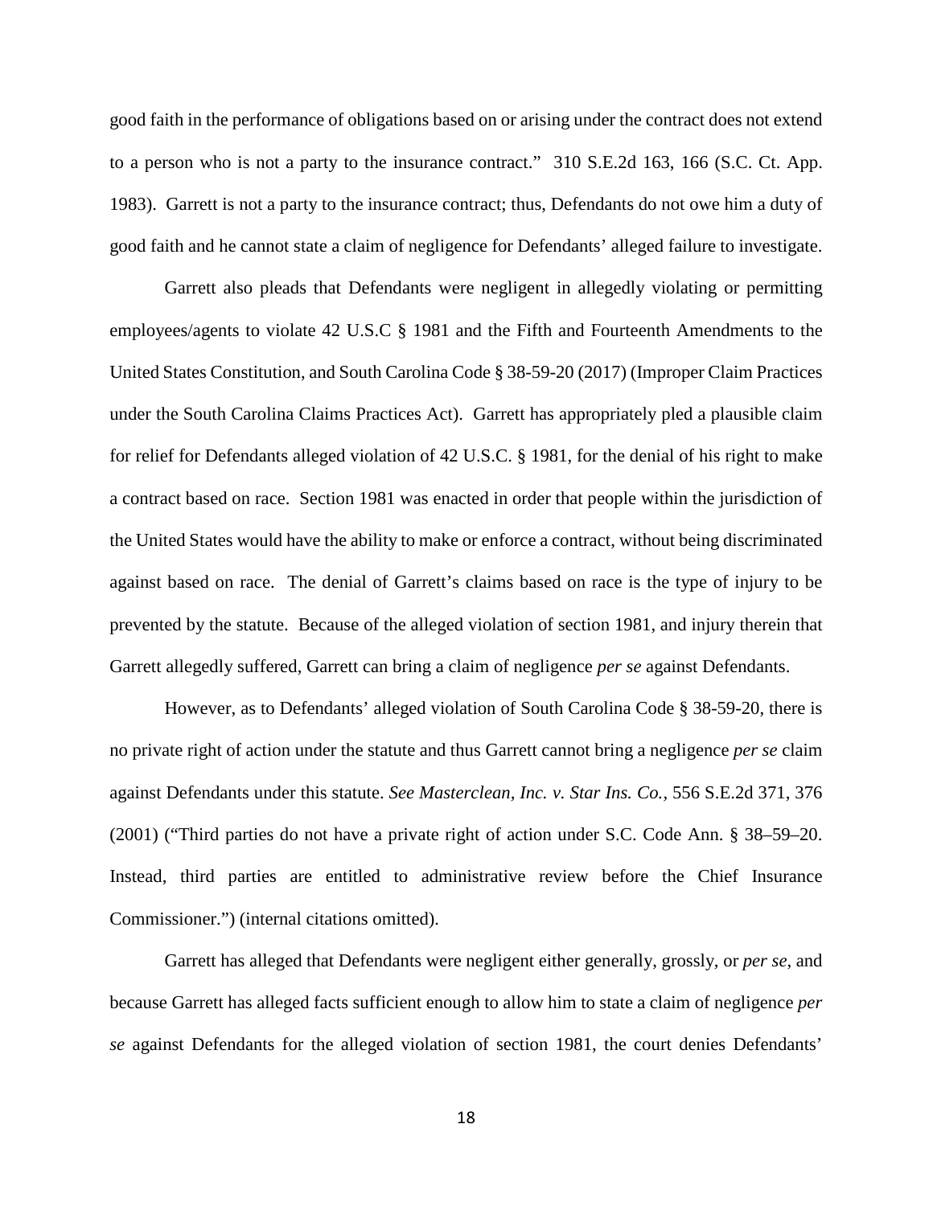good faith in the performance of obligations based on or arising under the contract does not extend to a person who is not a party to the insurance contract." 310 S.E.2d 163, 166 (S.C. Ct. App. 1983). Garrett is not a party to the insurance contract; thus, Defendants do not owe him a duty of good faith and he cannot state a claim of negligence for Defendants' alleged failure to investigate.

Garrett also pleads that Defendants were negligent in allegedly violating or permitting employees/agents to violate 42 U.S.C § 1981 and the Fifth and Fourteenth Amendments to the United States Constitution, and South Carolina Code § 38-59-20 (2017) (Improper Claim Practices under the South Carolina Claims Practices Act). Garrett has appropriately pled a plausible claim for relief for Defendants alleged violation of 42 U.S.C. § 1981, for the denial of his right to make a contract based on race. Section 1981 was enacted in order that people within the jurisdiction of the United States would have the ability to make or enforce a contract, without being discriminated against based on race. The denial of Garrett's claims based on race is the type of injury to be prevented by the statute. Because of the alleged violation of section 1981, and injury therein that Garrett allegedly suffered, Garrett can bring a claim of negligence *per se* against Defendants.

However, as to Defendants' alleged violation of South Carolina Code § 38-59-20, there is no private right of action under the statute and thus Garrett cannot bring a negligence *per se* claim against Defendants under this statute. *See Masterclean, Inc. v. Star Ins. Co.*, 556 S.E.2d 371, 376 (2001) ("Third parties do not have a private right of action under S.C. Code Ann. § 38–59–20. Instead, third parties are entitled to administrative review before the Chief Insurance Commissioner.") (internal citations omitted).

Garrett has alleged that Defendants were negligent either generally, grossly, or *per se*, and because Garrett has alleged facts sufficient enough to allow him to state a claim of negligence *per se* against Defendants for the alleged violation of section 1981, the court denies Defendants'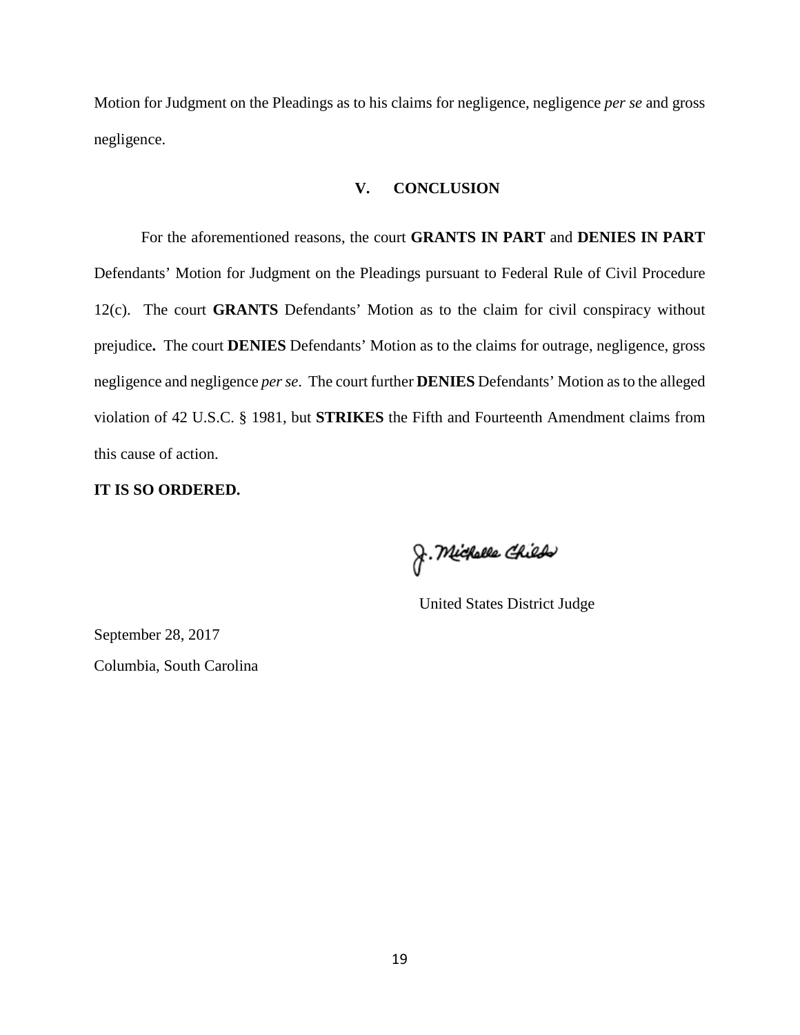Motion for Judgment on the Pleadings as to his claims for negligence, negligence *per se* and gross negligence.

## V. CONCLUSION

For the aforementioned reasons, the court **GRANTS IN PART** and **DENIES IN PART** Defendants' Motion for Judgment on the Pleadings pursuant to Federal Rule of Civil Procedure 12(c). The court **GRANTS** Defendants' Motion as to the claim for civil conspiracy without prejudice**.** The court **DENIES** Defendants' Motion as to the claims for outrage, negligence, gross negligence and negligence *per se*. The court further **DENIES** Defendants' Motion as to the alleged violation of 42 U.S.C. § 1981, but **STRIKES** the Fifth and Fourteenth Amendment claims from this cause of action.

**IT IS SO ORDERED.**

J. Michelle Childs

United States District Judge

September 28, 2017

Columbia, South Carolina